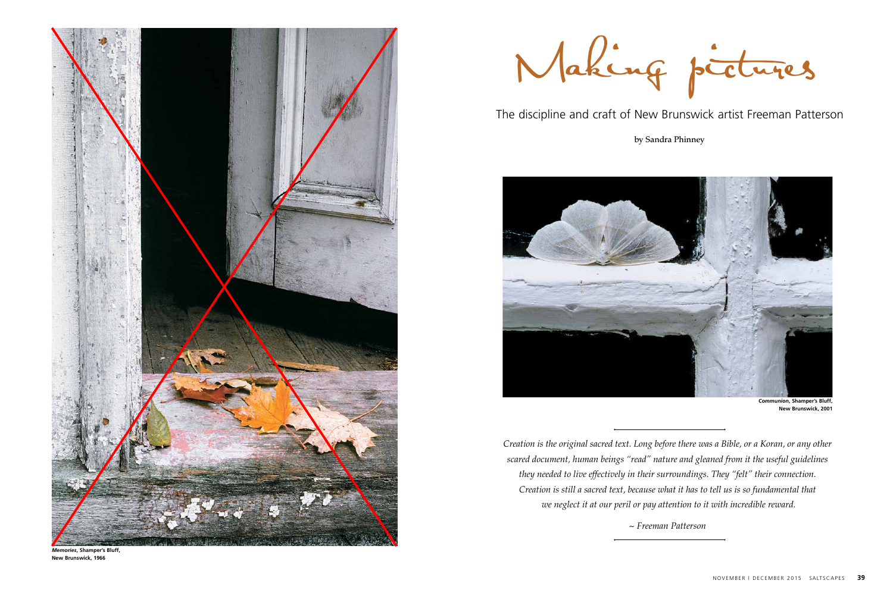# Making pictures

The discipline and craft of New Brunswick artist Freeman Patterson

by Sandra Phinney

***Memories*, Shamper's Bluff, New Brunswick, 1966**

***Communion*, Shamper's Bluff, New Brunswick, 2001**

*Creation is the original sacred text. Long before there was a Bible, or a Koran, or any other scared document, human beings "read" nature and gleaned from it the useful guidelines they needed to live effectively in their surroundings. They "felt" their connection. Creation is still a sacred text, because what it has to tell us is so fundamental that we neglect it at our peril or pay attention to it with incredible reward.*

*~ Freeman Patterson*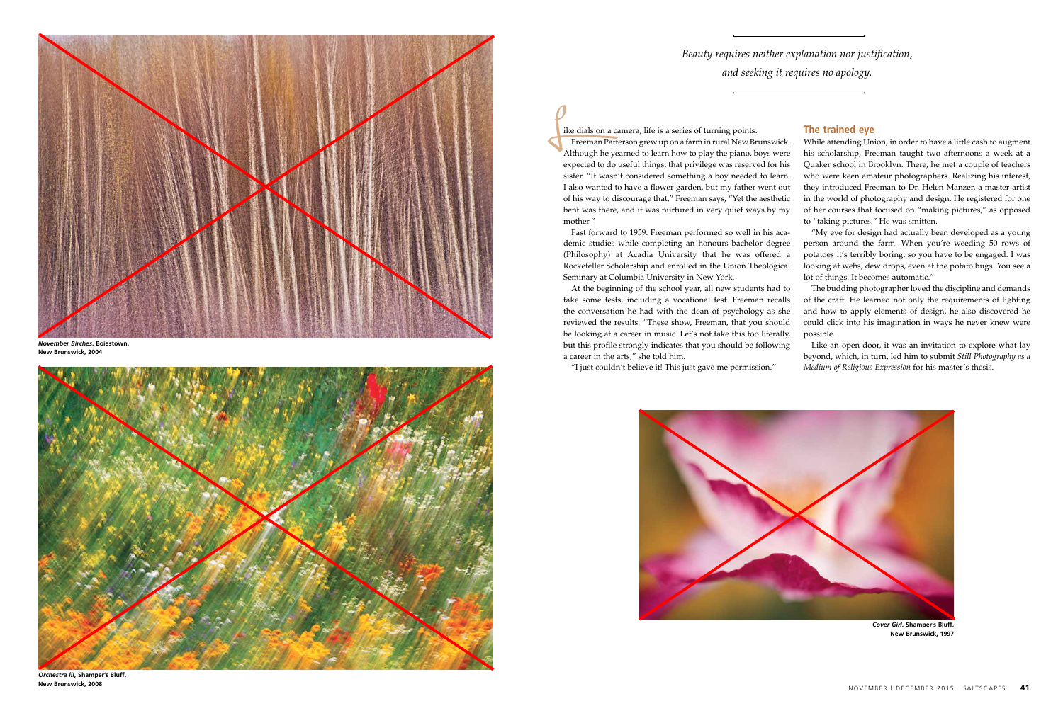*Beauty requires neither explanation nor justification, and seeking it requires no apology.*

Like dials on a camera, life is a series of turning points.

Freeman Patterson grew up on a farm in rural New Brunswick. Although he yearned to learn how to play the piano, boys were expected to do useful things; that privilege was reserved for his sister. "It wasn't considered something a boy needed to learn. I also wanted to have a flower garden, but my father went out of his way to discourage that," Freeman says, "Yet the aesthetic bent was there, and it was nurtured in very quiet ways by my mother."

Fast forward to 1959. Freeman performed so well in his academic studies while completing an honours bachelor degree (Philosophy) at Acadia University that he was offered a Rockefeller Scholarship and enrolled in the Union Theological Seminary at Columbia University in New York.

At the beginning of the school year, all new students had to take some tests, including a vocational test. Freeman recalls the conversation he had with the dean of psychology as she reviewed the results. "These show, Freeman, that you should be looking at a career in music. Let's not take this too literally, but this profile strongly indicates that you should be following a career in the arts," she told him.

"I just couldn't believe it! This just gave me permission."

## The trained eye

While attending Union, in order to have a little cash to augment his scholarship, Freeman taught two afternoons a week at a Quaker school in Brooklyn. There, he met a couple of teachers who were keen amateur photographers. Realizing his interest, they introduced Freeman to Dr. Helen Manzer, a master artist in the world of photography and design. He registered for one of her courses that focused on "making pictures," as opposed to "taking pictures." He was smitten.

"My eye for design had actually been developed as a young person around the farm. When you're weeding 50 rows of potatoes it's terribly boring, so you have to be engaged. I was looking at webs, dew drops, even at the potato bugs. You see a lot of things. It becomes automatic."

The budding photographer loved the discipline and demands of the craft. He learned not only the requirements of lighting and how to apply elements of design, he also discovered he could click into his imagination in ways he never knew were possible.

Like an open door, it was an invitation to explore what lay beyond, which, in turn, led him to submit *Still Photography as a Medium of Religious Expression* for his master's thesis.

***November Birches*, Boiestown, New Brunswick, 2004**

***Orchestra III*, Shamper's Bluff, New Brunswick, 2008**

***Cover Girl*, Shamper's Bluff, New Brunswick, 1997**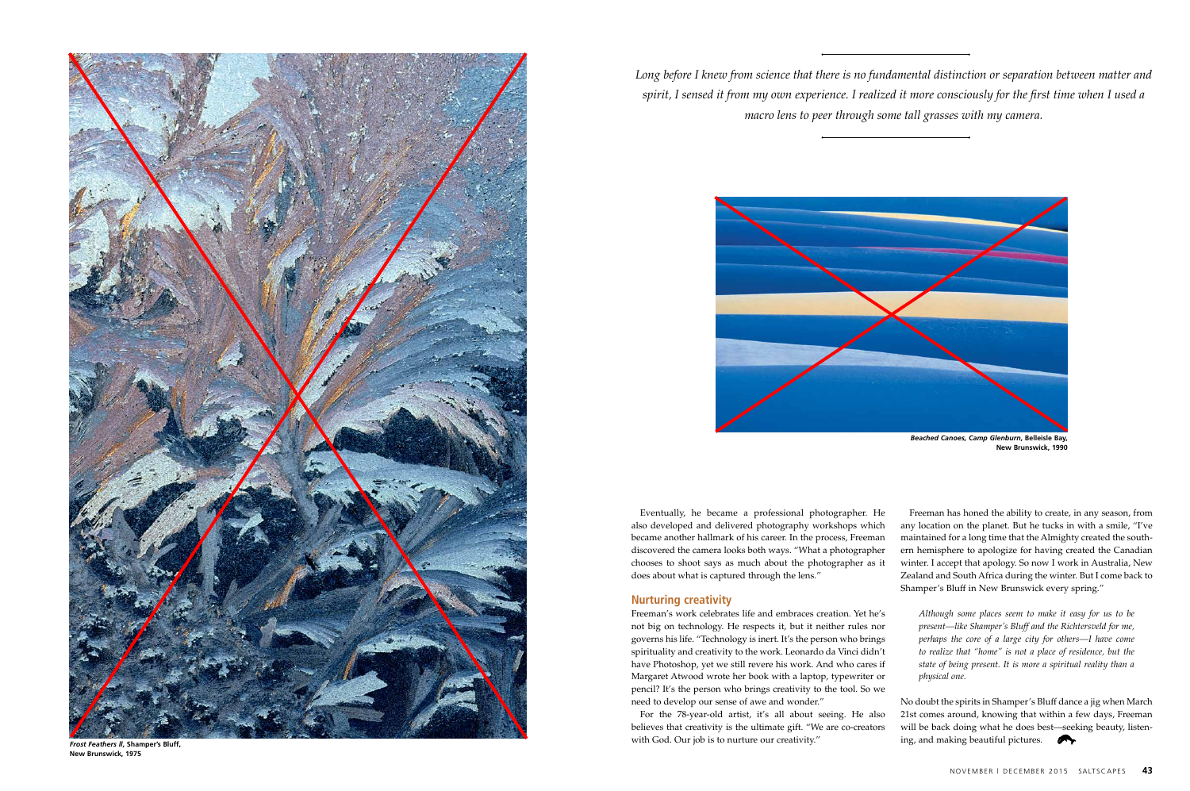*Long before I knew from science that there is no fundamental distinction or separation between matter and spirit, I sensed it from my own experience. I realized it more consciously for the first time when I used a macro lens to peer through some tall grasses with my camera.*

***Beached Canoes, Camp Glenburn*, Belleisle Bay, New Brunswick, 1990**

***Frost Feathers II*, Shamper's Bluff, New Brunswick, 1975**

Eventually, he became a professional photographer. He also developed and delivered photography workshops which became another hallmark of his career. In the process, Freeman discovered the camera looks both ways. "What a photographer chooses to shoot says as much about the photographer as it does about what is captured through the lens."

## Nurturing creativity

Freeman's work celebrates life and embraces creation. Yet he's not big on technology. He respects it, but it neither rules nor governs his life. "Technology is inert. It's the person who brings spirituality and creativity to the work. Leonardo da Vinci didn't have Photoshop, yet we still revere his work. And who cares if Margaret Atwood wrote her book with a laptop, typewriter or pencil? It's the person who brings creativity to the tool. So we need to develop our sense of awe and wonder."

For the 78-year-old artist, it's all about seeing. He also believes that creativity is the ultimate gift. "We are co-creators with God. Our job is to nurture our creativity."

Freeman has honed the ability to create, in any season, from any location on the planet. But he tucks in with a smile, "I've maintained for a long time that the Almighty created the southern hemisphere to apologize for having created the Canadian winter. I accept that apology. So now I work in Australia, New Zealand and South Africa during the winter. But I come back to Shamper's Bluff in New Brunswick every spring."

> *Although some places seem to make it easy for us to be present—like Shamper's Bluff and the Richtersveld for me, perhaps the core of a large city for others—I have come to realize that "home" is not a place of residence, but the state of being present. It is more a spiritual reality than a physical one.*

No doubt the spirits in Shamper's Bluff dance a jig when March 21st comes around, knowing that within a few days, Freeman will be back doing what he does best—seeking beauty, listening, and making beautiful pictures.